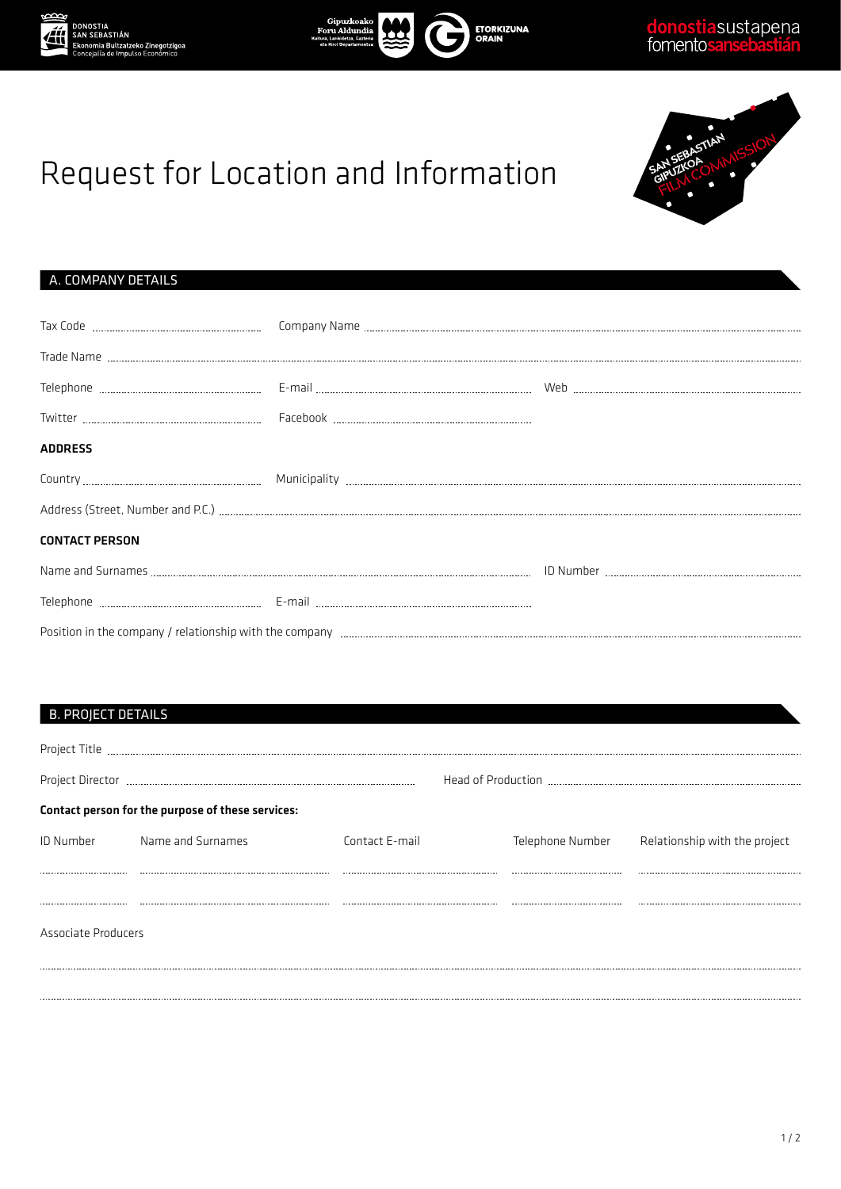# Request for Location and Information

## A. COMPANY DETAILS

Tax Code ..................... Company Name .....................

Trade Name .....................

Telephone ..................... E-mail ..................... Web .....................

Twitter ..................... Facebook .....................

**ADDRESS**

Country ..................... Municipality .....................

Address (Street, Number and P.C.) .....................

**CONTACT PERSON**

Name and Surnames ..................... ID Number .....................

Telephone ..................... E-mail .....................

Position in the company / relationship with the company .....................

## B. PROJECT DETAILS

Project Title .....................

Project Director ..................... Head of Production .....................

**Contact person for the purpose of these services:**

| ID Number | Name and Surnames | Contact E-mail | Telephone Number | Relationship with the project |
|---|---|---|---|---|
| | | | | |
| | | | | |

Associate Producers

.....................

.....................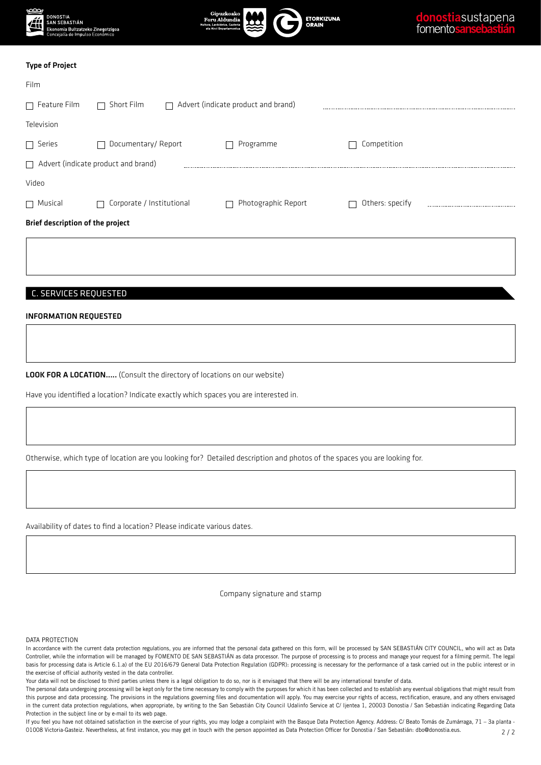**Type of Project**

Film

☐ Feature Film ☐ Short Film ☐ Advert (indicate product and brand) ..............................

Television

☐ Series ☐ Documentary/ Report ☐ Programme ☐ Competition

☐ Advert (indicate product and brand) ..............................

Video

☐ Musical ☐ Corporate / Institutional ☐ Photographic Report ☐ Others: specify ..............................

**Brief description of the project**

## C. SERVICES REQUESTED

**INFORMATION REQUESTED**

**LOOK FOR A LOCATION.....** (Consult the directory of locations on our website)

Have you identified a location? Indicate exactly which spaces you are interested in.

Otherwise, which type of location are you looking for? Detailed description and photos of the spaces you are looking for.

Availability of dates to find a location? Please indicate various dates.

Company signature and stamp

DATA PROTECTION

In accordance with the current data protection regulations, you are informed that the personal data gathered on this form, will be processed by SAN SEBASTIÁN CITY COUNCIL, who will act as Data Controller, while the information will be managed by FOMENTO DE SAN SEBASTIÁN as data processor. The purpose of processing is to process and manage your request for a filming permit. The legal basis for processing data is Article 6.1.a) of the EU 2016/679 General Data Protection Regulation (GDPR): processing is necessary for the performance of a task carried out in the public interest or in the exercise of official authority vested in the data controller.

Your data will not be disclosed to third parties unless there is a legal obligation to do so, nor is it envisaged that there will be any international transfer of data.

The personal data undergoing processing will be kept only for the time necessary to comply with the purposes for which it has been collected and to establish any eventual obligations that might result from this purpose and data processing. The provisions in the regulations governing files and documentation will apply. You may exercise your rights of access, rectification, erasure, and any others envisaged in the current data protection regulations, when appropriate, by writing to the San Sebastián City Council Udalinfo Service at C/ Ijentea 1, 20003 Donostia / San Sebastián indicating Regarding Data Protection in the subject line or by e-mail to its web page.

If you feel you have not obtained satisfaction in the exercise of your rights, you may lodge a complaint with the Basque Data Protection Agency. Address: C/ Beato Tomás de Zumárraga, 71 – 3a planta - 01008 Victoria-Gasteiz. Nevertheless, at first instance, you may get in touch with the person appointed as Data Protection Officer for Donostia / San Sebastián: dbo@donostia.eus.